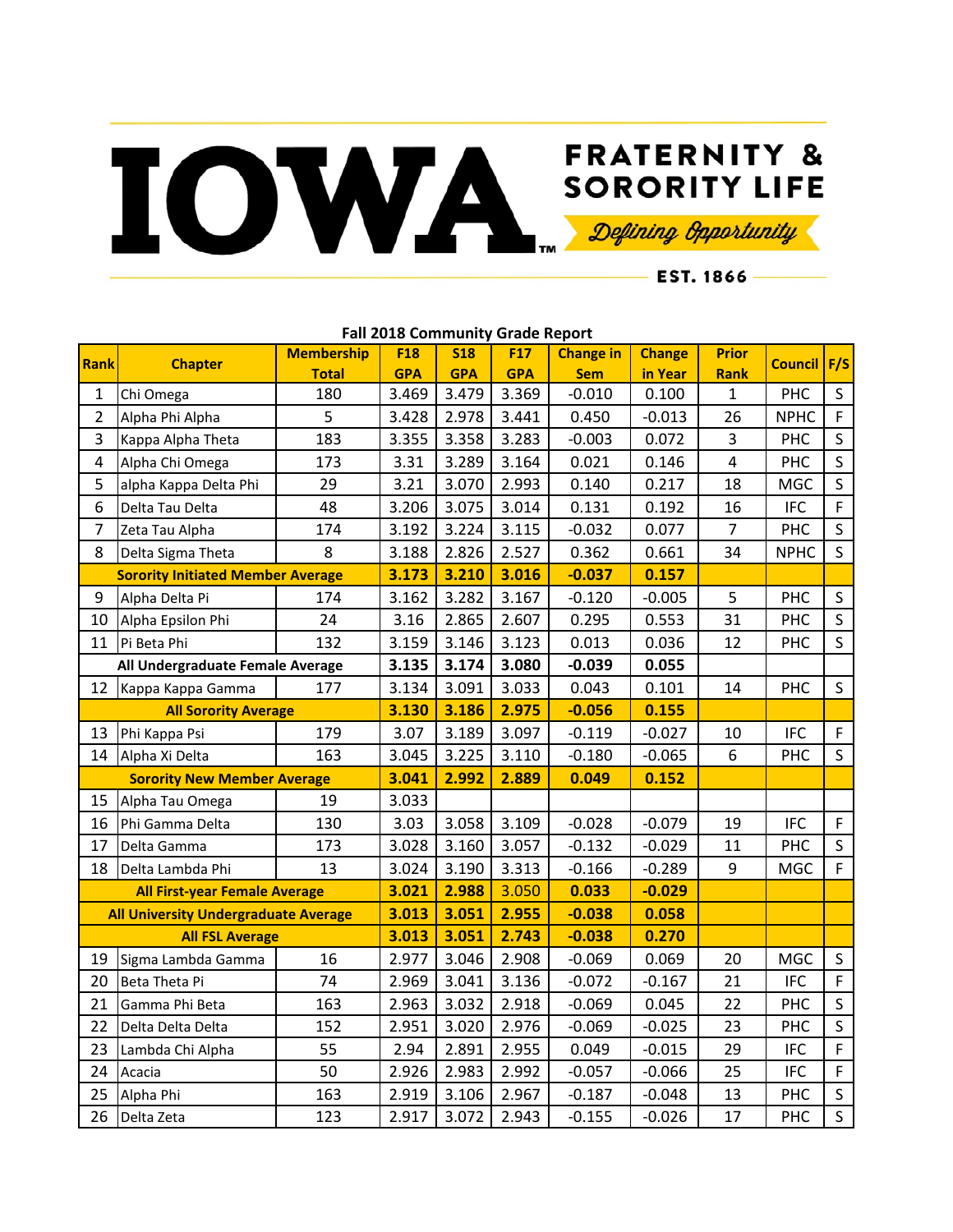# IOWA FRATERNITY & SORORITY LIFE

*Defining Opportunity*

EST. 1866

## Fall 2018 Community Grade Report

| Rank | Chapter | Membership Total | F18 GPA | S18 GPA | F17 GPA | Change in Sem | Change in Year | Prior Rank | Council | F/S |
|---|---|---|---|---|---|---|---|---|---|---|
| 1 | Chi Omega | 180 | 3.469 | 3.479 | 3.369 | -0.010 | 0.100 | 1 | PHC | S |
| 2 | Alpha Phi Alpha | 5 | 3.428 | 2.978 | 3.441 | 0.450 | -0.013 | 26 | NPHC | F |
| 3 | Kappa Alpha Theta | 183 | 3.355 | 3.358 | 3.283 | -0.003 | 0.072 | 3 | PHC | S |
| 4 | Alpha Chi Omega | 173 | 3.31 | 3.289 | 3.164 | 0.021 | 0.146 | 4 | PHC | S |
| 5 | alpha Kappa Delta Phi | 29 | 3.21 | 3.070 | 2.993 | 0.140 | 0.217 | 18 | MGC | S |
| 6 | Delta Tau Delta | 48 | 3.206 | 3.075 | 3.014 | 0.131 | 0.192 | 16 | IFC | F |
| 7 | Zeta Tau Alpha | 174 | 3.192 | 3.224 | 3.115 | -0.032 | 0.077 | 7 | PHC | S |
| 8 | Delta Sigma Theta | 8 | 3.188 | 2.826 | 2.527 | 0.362 | 0.661 | 34 | NPHC | S |
| | **Sorority Initiated Member Average** | | **3.173** | **3.210** | **3.016** | **-0.037** | **0.157** | | | |
| 9 | Alpha Delta Pi | 174 | 3.162 | 3.282 | 3.167 | -0.120 | -0.005 | 5 | PHC | S |
| 10 | Alpha Epsilon Phi | 24 | 3.16 | 2.865 | 2.607 | 0.295 | 0.553 | 31 | PHC | S |
| 11 | Pi Beta Phi | 132 | 3.159 | 3.146 | 3.123 | 0.013 | 0.036 | 12 | PHC | S |
| | **All Undergraduate Female Average** | | **3.135** | **3.174** | **3.080** | **-0.039** | **0.055** | | | |
| 12 | Kappa Kappa Gamma | 177 | 3.134 | 3.091 | 3.033 | 0.043 | 0.101 | 14 | PHC | S |
| | **All Sorority Average** | | **3.130** | **3.186** | **2.975** | **-0.056** | **0.155** | | | |
| 13 | Phi Kappa Psi | 179 | 3.07 | 3.189 | 3.097 | -0.119 | -0.027 | 10 | IFC | F |
| 14 | Alpha Xi Delta | 163 | 3.045 | 3.225 | 3.110 | -0.180 | -0.065 | 6 | PHC | S |
| | **Sorority New Member Average** | | **3.041** | **2.992** | **2.889** | **0.049** | **0.152** | | | |
| 15 | Alpha Tau Omega | 19 | 3.033 | | | | | | | |
| 16 | Phi Gamma Delta | 130 | 3.03 | 3.058 | 3.109 | -0.028 | -0.079 | 19 | IFC | F |
| 17 | Delta Gamma | 173 | 3.028 | 3.160 | 3.057 | -0.132 | -0.029 | 11 | PHC | S |
| 18 | Delta Lambda Phi | 13 | 3.024 | 3.190 | 3.313 | -0.166 | -0.289 | 9 | MGC | F |
| | **All First-year Female Average** | | **3.021** | **2.988** | **3.050** | **0.033** | **-0.029** | | | |
| | **All University Undergraduate Average** | | **3.013** | **3.051** | **2.955** | **-0.038** | **0.058** | | | |
| | **All FSL Average** | | **3.013** | **3.051** | **2.743** | **-0.038** | **0.270** | | | |
| 19 | Sigma Lambda Gamma | 16 | 2.977 | 3.046 | 2.908 | -0.069 | 0.069 | 20 | MGC | S |
| 20 | Beta Theta Pi | 74 | 2.969 | 3.041 | 3.136 | -0.072 | -0.167 | 21 | IFC | F |
| 21 | Gamma Phi Beta | 163 | 2.963 | 3.032 | 2.918 | -0.069 | 0.045 | 22 | PHC | S |
| 22 | Delta Delta Delta | 152 | 2.951 | 3.020 | 2.976 | -0.069 | -0.025 | 23 | PHC | S |
| 23 | Lambda Chi Alpha | 55 | 2.94 | 2.891 | 2.955 | 0.049 | -0.015 | 29 | IFC | F |
| 24 | Acacia | 50 | 2.926 | 2.983 | 2.992 | -0.057 | -0.066 | 25 | IFC | F |
| 25 | Alpha Phi | 163 | 2.919 | 3.106 | 2.967 | -0.187 | -0.048 | 13 | PHC | S |
| 26 | Delta Zeta | 123 | 2.917 | 3.072 | 2.943 | -0.155 | -0.026 | 17 | PHC | S |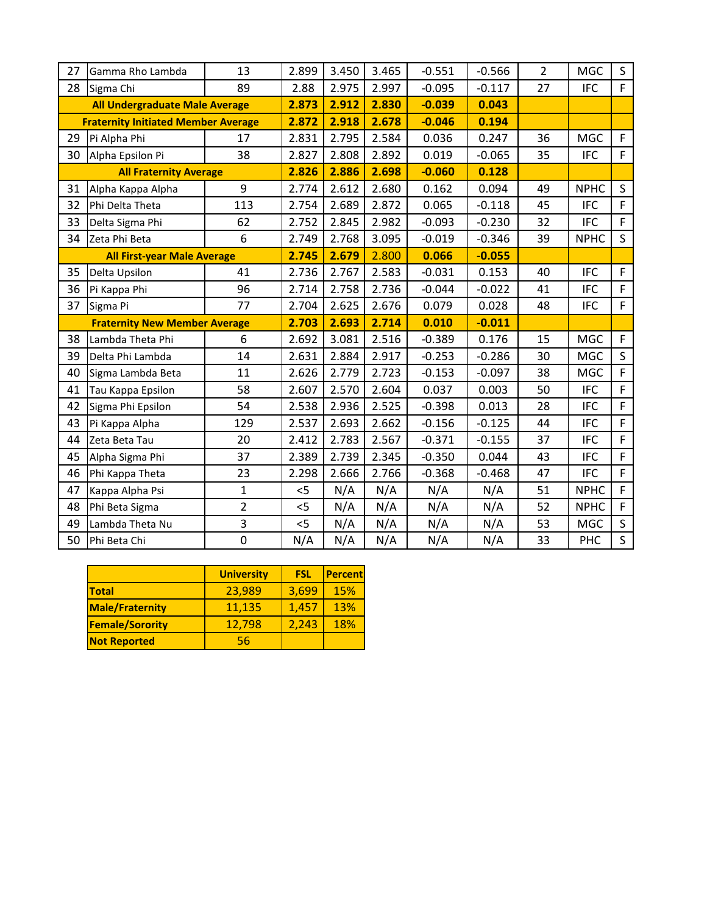| | | | | | | | | | | |
|---|---|---|---|---|---|---|---|---|---|---|
| 27 | Gamma Rho Lambda | 13 | 2.899 | 3.450 | 3.465 | -0.551 | -0.566 | 2 | MGC | S |
| 28 | Sigma Chi | 89 | 2.88 | 2.975 | 2.997 | -0.095 | -0.117 | 27 | IFC | F |
| | **All Undergraduate Male Average** | | **2.873** | **2.912** | **2.830** | **-0.039** | **0.043** | | | |
| | **Fraternity Initiated Member Average** | | **2.872** | **2.918** | **2.678** | **-0.046** | **0.194** | | | |
| 29 | Pi Alpha Phi | 17 | 2.831 | 2.795 | 2.584 | 0.036 | 0.247 | 36 | MGC | F |
| 30 | Alpha Epsilon Pi | 38 | 2.827 | 2.808 | 2.892 | 0.019 | -0.065 | 35 | IFC | F |
| | **All Fraternity Average** | | **2.826** | **2.886** | **2.698** | **-0.060** | **0.128** | | | |
| 31 | Alpha Kappa Alpha | 9 | 2.774 | 2.612 | 2.680 | 0.162 | 0.094 | 49 | NPHC | S |
| 32 | Phi Delta Theta | 113 | 2.754 | 2.689 | 2.872 | 0.065 | -0.118 | 45 | IFC | F |
| 33 | Delta Sigma Phi | 62 | 2.752 | 2.845 | 2.982 | -0.093 | -0.230 | 32 | IFC | F |
| 34 | Zeta Phi Beta | 6 | 2.749 | 2.768 | 3.095 | -0.019 | -0.346 | 39 | NPHC | S |
| | **All First-year Male Average** | | **2.745** | **2.679** | 2.800 | **0.066** | **-0.055** | | | |
| 35 | Delta Upsilon | 41 | 2.736 | 2.767 | 2.583 | -0.031 | 0.153 | 40 | IFC | F |
| 36 | Pi Kappa Phi | 96 | 2.714 | 2.758 | 2.736 | -0.044 | -0.022 | 41 | IFC | F |
| 37 | Sigma Pi | 77 | 2.704 | 2.625 | 2.676 | 0.079 | 0.028 | 48 | IFC | F |
| | **Fraternity New Member Average** | | **2.703** | **2.693** | **2.714** | **0.010** | **-0.011** | | | |
| 38 | Lambda Theta Phi | 6 | 2.692 | 3.081 | 2.516 | -0.389 | 0.176 | 15 | MGC | F |
| 39 | Delta Phi Lambda | 14 | 2.631 | 2.884 | 2.917 | -0.253 | -0.286 | 30 | MGC | S |
| 40 | Sigma Lambda Beta | 11 | 2.626 | 2.779 | 2.723 | -0.153 | -0.097 | 38 | MGC | F |
| 41 | Tau Kappa Epsilon | 58 | 2.607 | 2.570 | 2.604 | 0.037 | 0.003 | 50 | IFC | F |
| 42 | Sigma Phi Epsilon | 54 | 2.538 | 2.936 | 2.525 | -0.398 | 0.013 | 28 | IFC | F |
| 43 | Pi Kappa Alpha | 129 | 2.537 | 2.693 | 2.662 | -0.156 | -0.125 | 44 | IFC | F |
| 44 | Zeta Beta Tau | 20 | 2.412 | 2.783 | 2.567 | -0.371 | -0.155 | 37 | IFC | F |
| 45 | Alpha Sigma Phi | 37 | 2.389 | 2.739 | 2.345 | -0.350 | 0.044 | 43 | IFC | F |
| 46 | Phi Kappa Theta | 23 | 2.298 | 2.666 | 2.766 | -0.368 | -0.468 | 47 | IFC | F |
| 47 | Kappa Alpha Psi | 1 | <5 | N/A | N/A | N/A | N/A | 51 | NPHC | F |
| 48 | Phi Beta Sigma | 2 | <5 | N/A | N/A | N/A | N/A | 52 | NPHC | F |
| 49 | Lambda Theta Nu | 3 | <5 | N/A | N/A | N/A | N/A | 53 | MGC | S |
| 50 | Phi Beta Chi | 0 | N/A | N/A | N/A | N/A | N/A | 33 | PHC | S |

| | University | FSL | Percent |
|---|---|---|---|
| **Total** | 23,989 | 3,699 | 15% |
| **Male/Fraternity** | 11,135 | 1,457 | 13% |
| **Female/Sorority** | 12,798 | 2,243 | 18% |
| **Not Reported** | 56 | | |